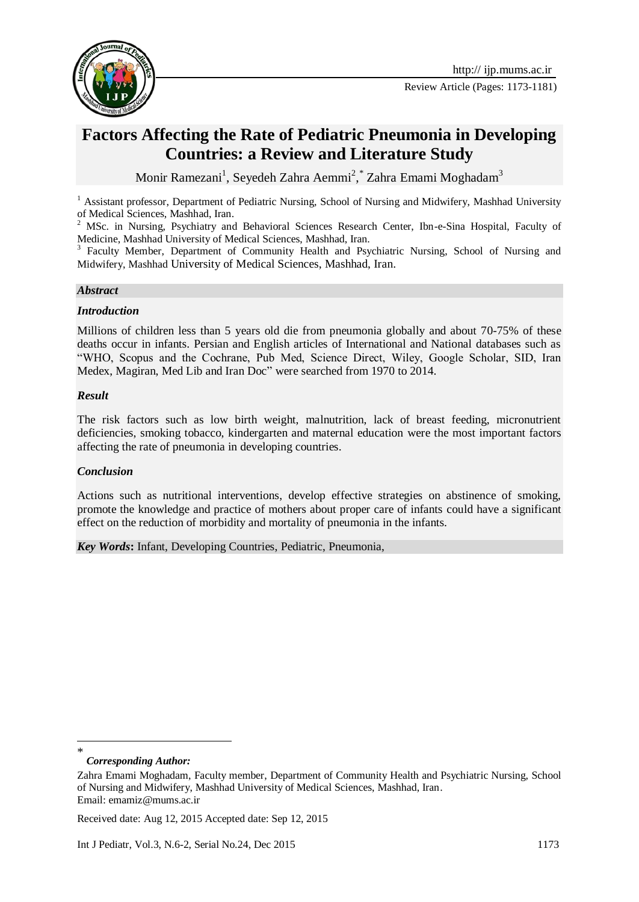# Factors Affecting the Rate of Pediatric Pneumonia in Developing Countries: a Review and Literature Study

Monir Ramezani[1], Seyedeh Zahra Aemmi[2],* Zahra Emami Moghadam[3]

[1] Assistant professor, Department of Pediatric Nursing, School of Nursing and Midwifery, Mashhad University of Medical Sciences, Mashhad, Iran.

[2] MSc. in Nursing, Psychiatry and Behavioral Sciences Research Center, Ibn-e-Sina Hospital, Faculty of Medicine, Mashhad University of Medical Sciences, Mashhad, Iran.

[3] Faculty Member, Department of Community Health and Psychiatric Nursing, School of Nursing and Midwifery, Mashhad University of Medical Sciences, Mashhad, Iran.

## Abstract

### Introduction

Millions of children less than 5 years old die from pneumonia globally and about 70-75% of these deaths occur in infants. Persian and English articles of International and National databases such as "WHO, Scopus and the Cochrane, Pub Med, Science Direct, Wiley, Google Scholar, SID, Iran Medex, Magiran, Med Lib and Iran Doc" were searched from 1970 to 2014.

### Result

The risk factors such as low birth weight, malnutrition, lack of breast feeding, micronutrient deficiencies, smoking tobacco, kindergarten and maternal education were the most important factors affecting the rate of pneumonia in developing countries.

### Conclusion

Actions such as nutritional interventions, develop effective strategies on abstinence of smoking, promote the knowledge and practice of mothers about proper care of infants could have a significant effect on the reduction of morbidity and mortality of pneumonia in the infants.

***Key Words*:** Infant, Developing Countries, Pediatric, Pneumonia,

---

\* ***Corresponding Author:***

Zahra Emami Moghadam, Faculty member, Department of Community Health and Psychiatric Nursing, School of Nursing and Midwifery, Mashhad University of Medical Sciences, Mashhad, Iran.
Email: emamiz@mums.ac.ir

Received date: Aug 12, 2015 Accepted date: Sep 12, 2015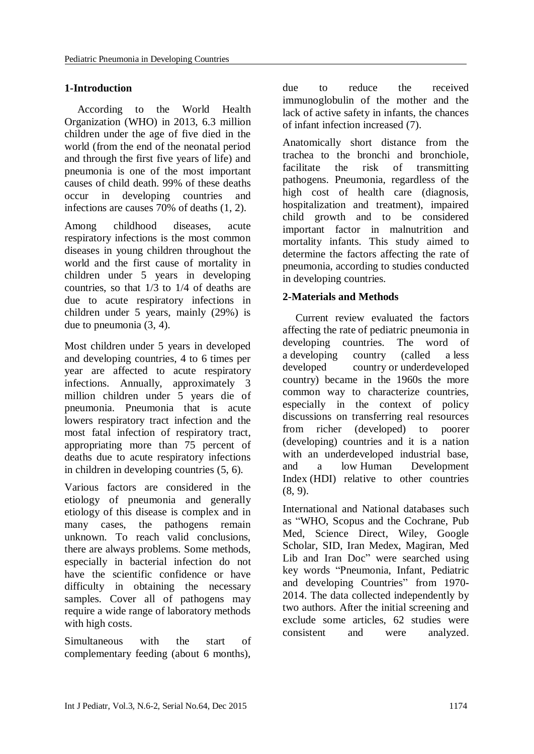## 1-Introduction

According to the World Health Organization (WHO) in 2013, 6.3 million children under the age of five died in the world (from the end of the neonatal period and through the first five years of life) and pneumonia is one of the most important causes of child death. 99% of these deaths occur in developing countries and infections are causes 70% of deaths (1, 2).

Among childhood diseases, acute respiratory infections is the most common diseases in young children throughout the world and the first cause of mortality in children under 5 years in developing countries, so that 1/3 to 1/4 of deaths are due to acute respiratory infections in children under 5 years, mainly (29%) is due to pneumonia (3, 4).

Most children under 5 years in developed and developing countries, 4 to 6 times per year are affected to acute respiratory infections. Annually, approximately 3 million children under 5 years die of pneumonia. Pneumonia that is acute lowers respiratory tract infection and the most fatal infection of respiratory tract, appropriating more than 75 percent of deaths due to acute respiratory infections in children in developing countries (5, 6).

Various factors are considered in the etiology of pneumonia and generally etiology of this disease is complex and in many cases, the pathogens remain unknown. To reach valid conclusions, there are always problems. Some methods, especially in bacterial infection do not have the scientific confidence or have difficulty in obtaining the necessary samples. Cover all of pathogens may require a wide range of laboratory methods with high costs.

Simultaneous with the start of complementary feeding (about 6 months), due to reduce the received immunoglobulin of the mother and the lack of active safety in infants, the chances of infant infection increased (7).

Anatomically short distance from the trachea to the bronchi and bronchiole, facilitate the risk of transmitting pathogens. Pneumonia, regardless of the high cost of health care (diagnosis, hospitalization and treatment), impaired child growth and to be considered important factor in malnutrition and mortality infants. This study aimed to determine the factors affecting the rate of pneumonia, according to studies conducted in developing countries.

## 2-Materials and Methods

Current review evaluated the factors affecting the rate of pediatric pneumonia in developing countries. The word of a developing country (called a less developed country or underdeveloped country) became in the 1960s the more common way to characterize countries, especially in the context of policy discussions on transferring real resources from richer (developed) to poorer (developing) countries and it is a nation with an underdeveloped industrial base, and a low Human Development Index (HDI) relative to other countries (8, 9).

International and National databases such as "WHO, Scopus and the Cochrane, Pub Med, Science Direct, Wiley, Google Scholar, SID, Iran Medex, Magiran, Med Lib and Iran Doc" were searched using key words "Pneumonia, Infant, Pediatric and developing Countries" from 1970-2014. The data collected independently by two authors. After the initial screening and exclude some articles, 62 studies were consistent and were analyzed.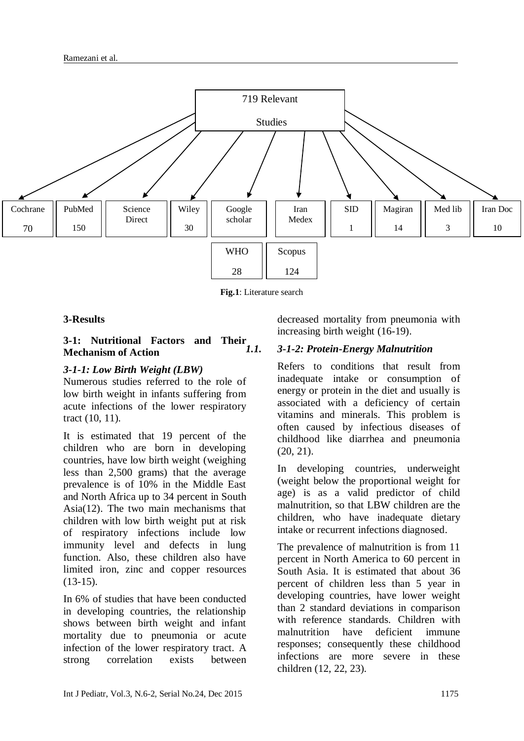719 Relevant Studies

| Cochrane | PubMed | Science Direct | Wiley | Google scholar | Iran Medex | SID | Magiran | Med lib | Iran Doc | WHO | Scopus |
|---|---|---|---|---|---|---|---|---|---|---|---|
| 70 | 150 | | 30 | | | 1 | 14 | 3 | 10 | 28 | 124 |

**Fig.1**: Literature search

## 3-Results

### 3-1: Nutritional Factors and Their Mechanism of Action

#### *3-1-1: Low Birth Weight (LBW)*

Numerous studies referred to the role of low birth weight in infants suffering from acute infections of the lower respiratory tract (10, 11).

It is estimated that 19 percent of the children who are born in developing countries, have low birth weight (weighing less than 2,500 grams) that the average prevalence is of 10% in the Middle East and North Africa up to 34 percent in South Asia(12). The two main mechanisms that children with low birth weight put at risk of respiratory infections include low immunity level and defects in lung function. Also, these children also have limited iron, zinc and copper resources (13-15).

In 6% of studies that have been conducted in developing countries, the relationship shows between birth weight and infant mortality due to pneumonia or acute infection of the lower respiratory tract. A strong correlation exists between decreased mortality from pneumonia with increasing birth weight (16-19).

#### *1.1. 3-1-2: Protein-Energy Malnutrition*

Refers to conditions that result from inadequate intake or consumption of energy or protein in the diet and usually is associated with a deficiency of certain vitamins and minerals. This problem is often caused by infectious diseases of childhood like diarrhea and pneumonia (20, 21).

In developing countries, underweight (weight below the proportional weight for age) is as a valid predictor of child malnutrition, so that LBW children are the children, who have inadequate dietary intake or recurrent infections diagnosed.

The prevalence of malnutrition is from 11 percent in North America to 60 percent in South Asia. It is estimated that about 36 percent of children less than 5 year in developing countries, have lower weight than 2 standard deviations in comparison with reference standards. Children with malnutrition have deficient immune responses; consequently these childhood infections are more severe in these children (12, 22, 23).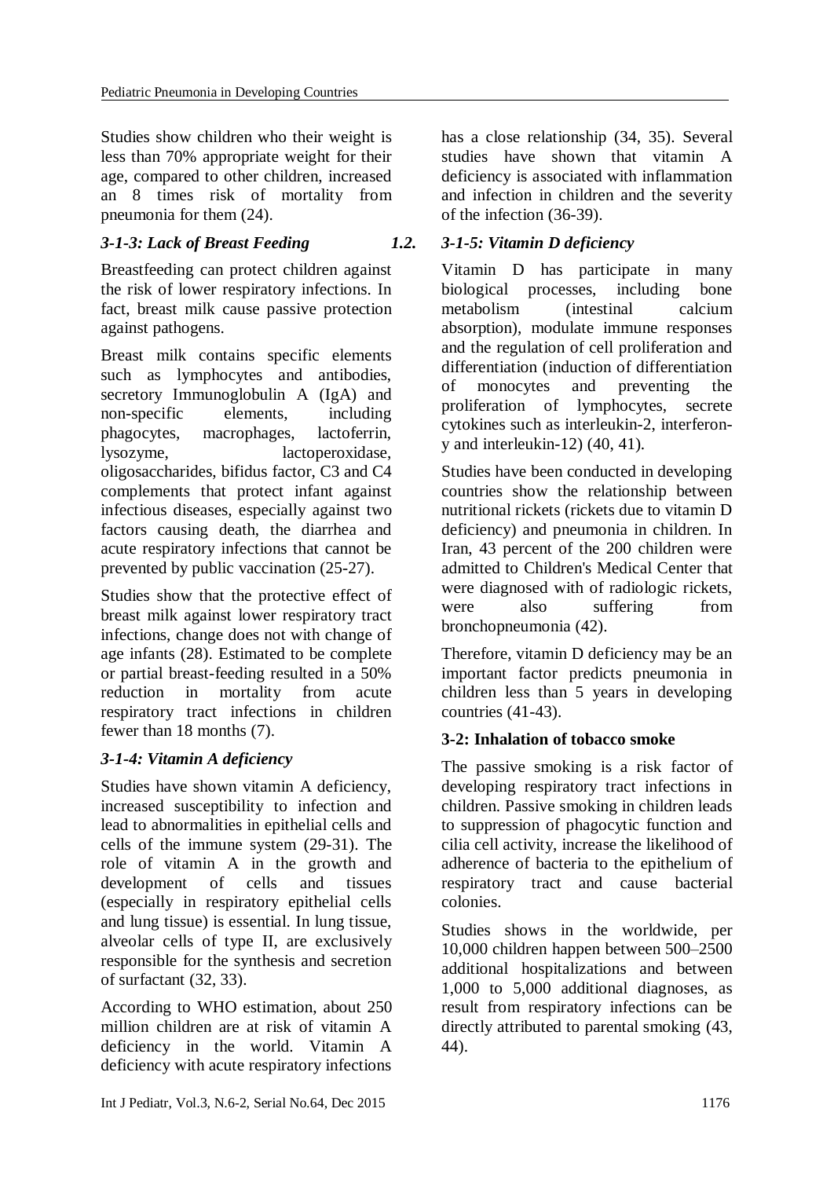Studies show children who their weight is less than 70% appropriate weight for their age, compared to other children, increased an 8 times risk of mortality from pneumonia for them (24).

### *3-1-3: Lack of Breast Feeding*

Breastfeeding can protect children against the risk of lower respiratory infections. In fact, breast milk cause passive protection against pathogens.

Breast milk contains specific elements such as lymphocytes and antibodies, secretory Immunoglobulin A (IgA) and non-specific elements, including phagocytes, macrophages, lactoferrin, lysozyme, lactoperoxidase, oligosaccharides, bifidus factor, C3 and C4 complements that protect infant against infectious diseases, especially against two factors causing death, the diarrhea and acute respiratory infections that cannot be prevented by public vaccination (25-27).

Studies show that the protective effect of breast milk against lower respiratory tract infections, change does not with change of age infants (28). Estimated to be complete or partial breast-feeding resulted in a 50% reduction in mortality from acute respiratory tract infections in children fewer than 18 months (7).

### *3-1-4: Vitamin A deficiency*

Studies have shown vitamin A deficiency, increased susceptibility to infection and lead to abnormalities in epithelial cells and cells of the immune system (29-31). The role of vitamin A in the growth and development of cells and tissues (especially in respiratory epithelial cells and lung tissue) is essential. In lung tissue, alveolar cells of type II, are exclusively responsible for the synthesis and secretion of surfactant (32, 33).

According to WHO estimation, about 250 million children are at risk of vitamin A deficiency in the world. Vitamin A deficiency with acute respiratory infections has a close relationship (34, 35). Several studies have shown that vitamin A deficiency is associated with inflammation and infection in children and the severity of the infection (36-39).

### 1.2. *3-1-5: Vitamin D deficiency*

Vitamin D has participate in many biological processes, including bone metabolism (intestinal calcium absorption), modulate immune responses and the regulation of cell proliferation and differentiation (induction of differentiation of monocytes and preventing the proliferation of lymphocytes, secrete cytokines such as interleukin-2, interferon-y and interleukin-12) (40, 41).

Studies have been conducted in developing countries show the relationship between nutritional rickets (rickets due to vitamin D deficiency) and pneumonia in children. In Iran, 43 percent of the 200 children were admitted to Children's Medical Center that were diagnosed with of radiologic rickets, were also suffering from bronchopneumonia (42).

Therefore, vitamin D deficiency may be an important factor predicts pneumonia in children less than 5 years in developing countries (41-43).

### **3-2: Inhalation of tobacco smoke**

The passive smoking is a risk factor of developing respiratory tract infections in children. Passive smoking in children leads to suppression of phagocytic function and cilia cell activity, increase the likelihood of adherence of bacteria to the epithelium of respiratory tract and cause bacterial colonies.

Studies shows in the worldwide, per 10,000 children happen between 500–2500 additional hospitalizations and between 1,000 to 5,000 additional diagnoses, as result from respiratory infections can be directly attributed to parental smoking (43, 44).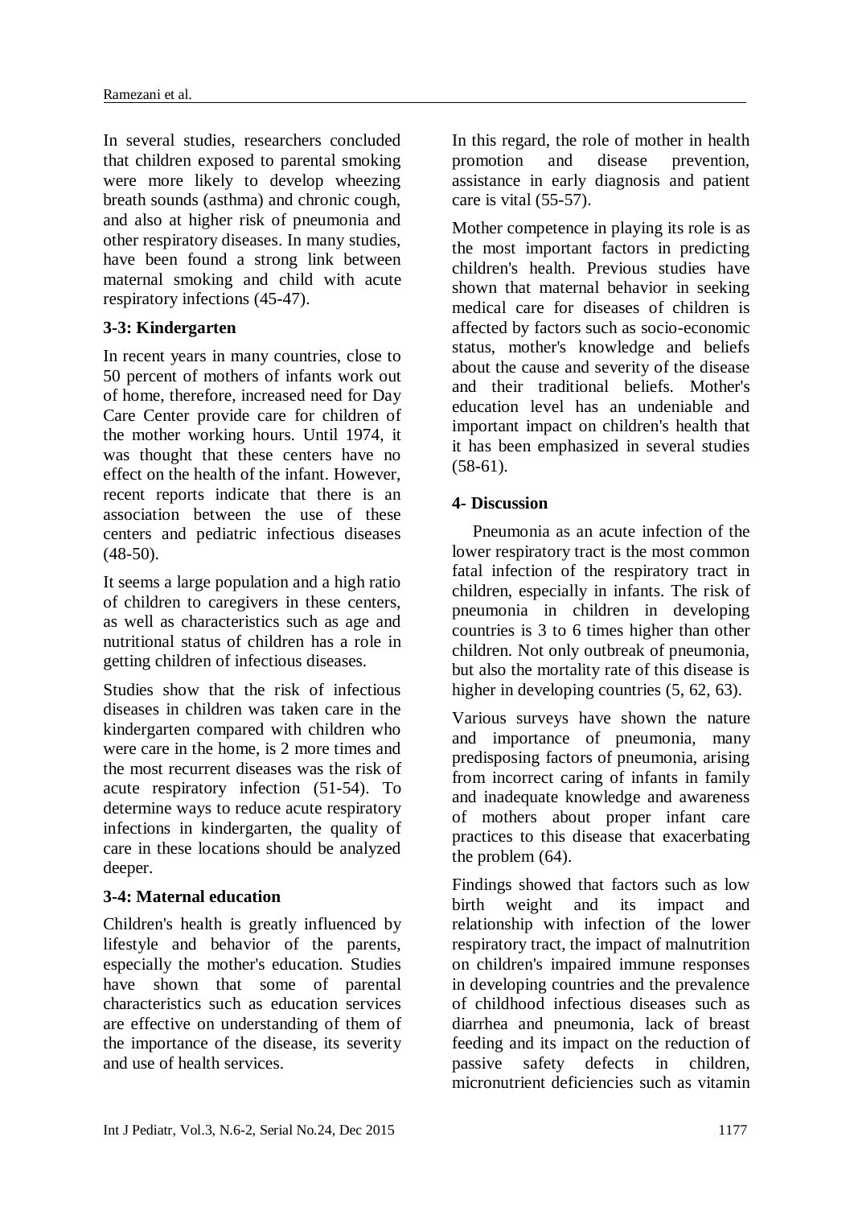In several studies, researchers concluded that children exposed to parental smoking were more likely to develop wheezing breath sounds (asthma) and chronic cough, and also at higher risk of pneumonia and other respiratory diseases. In many studies, have been found a strong link between maternal smoking and child with acute respiratory infections (45-47).

### 3-3: Kindergarten

In recent years in many countries, close to 50 percent of mothers of infants work out of home, therefore, increased need for Day Care Center provide care for children of the mother working hours. Until 1974, it was thought that these centers have no effect on the health of the infant. However, recent reports indicate that there is an association between the use of these centers and pediatric infectious diseases (48-50).

It seems a large population and a high ratio of children to caregivers in these centers, as well as characteristics such as age and nutritional status of children has a role in getting children of infectious diseases.

Studies show that the risk of infectious diseases in children was taken care in the kindergarten compared with children who were care in the home, is 2 more times and the most recurrent diseases was the risk of acute respiratory infection (51-54). To determine ways to reduce acute respiratory infections in kindergarten, the quality of care in these locations should be analyzed deeper.

### 3-4: Maternal education

Children's health is greatly influenced by lifestyle and behavior of the parents, especially the mother's education. Studies have shown that some of parental characteristics such as education services are effective on understanding of them of the importance of the disease, its severity and use of health services.

In this regard, the role of mother in health promotion and disease prevention, assistance in early diagnosis and patient care is vital (55-57).

Mother competence in playing its role is as the most important factors in predicting children's health. Previous studies have shown that maternal behavior in seeking medical care for diseases of children is affected by factors such as socio-economic status, mother's knowledge and beliefs about the cause and severity of the disease and their traditional beliefs. Mother's education level has an undeniable and important impact on children's health that it has been emphasized in several studies (58-61).

## 4- Discussion

Pneumonia as an acute infection of the lower respiratory tract is the most common fatal infection of the respiratory tract in children, especially in infants. The risk of pneumonia in children in developing countries is 3 to 6 times higher than other children. Not only outbreak of pneumonia, but also the mortality rate of this disease is higher in developing countries (5, 62, 63).

Various surveys have shown the nature and importance of pneumonia, many predisposing factors of pneumonia, arising from incorrect caring of infants in family and inadequate knowledge and awareness of mothers about proper infant care practices to this disease that exacerbating the problem (64).

Findings showed that factors such as low birth weight and its impact and relationship with infection of the lower respiratory tract, the impact of malnutrition on children's impaired immune responses in developing countries and the prevalence of childhood infectious diseases such as diarrhea and pneumonia, lack of breast feeding and its impact on the reduction of passive safety defects in children, micronutrient deficiencies such as vitamin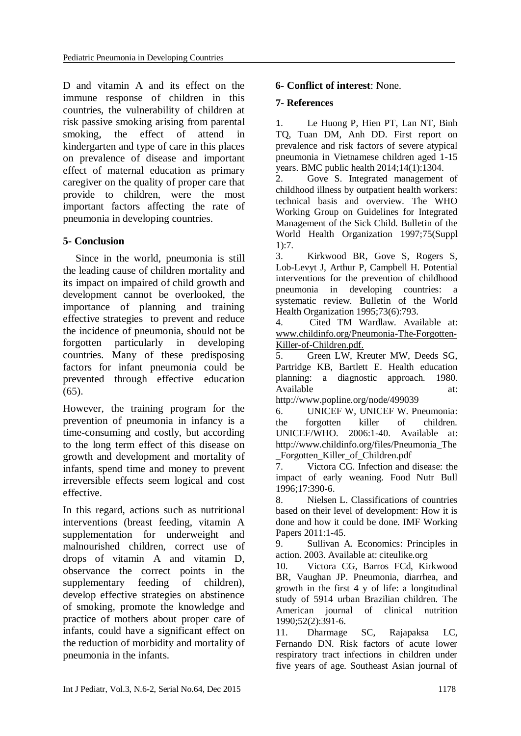D and vitamin A and its effect on the immune response of children in this countries, the vulnerability of children at risk passive smoking arising from parental smoking, the effect of attend in kindergarten and type of care in this places on prevalence of disease and important effect of maternal education as primary caregiver on the quality of proper care that provide to children, were the most important factors affecting the rate of pneumonia in developing countries.

## 5- Conclusion

Since in the world, pneumonia is still the leading cause of children mortality and its impact on impaired of child growth and development cannot be overlooked, the importance of planning and training effective strategies to prevent and reduce the incidence of pneumonia, should not be forgotten particularly in developing countries. Many of these predisposing factors for infant pneumonia could be prevented through effective education (65).

However, the training program for the prevention of pneumonia in infancy is a time-consuming and costly, but according to the long term effect of this disease on growth and development and mortality of infants, spend time and money to prevent irreversible effects seem logical and cost effective.

In this regard, actions such as nutritional interventions (breast feeding, vitamin A supplementation for underweight and malnourished children, correct use of drops of vitamin A and vitamin D, observance the correct points in the supplementary feeding of children), develop effective strategies on abstinence of smoking, promote the knowledge and practice of mothers about proper care of infants, could have a significant effect on the reduction of morbidity and mortality of pneumonia in the infants.

## 6- Conflict of interest: None.

## 7- References

1. Le Huong P, Hien PT, Lan NT, Binh TQ, Tuan DM, Anh DD. First report on prevalence and risk factors of severe atypical pneumonia in Vietnamese children aged 1-15 years. BMC public health 2014;14(1):1304.
2. Gove S. Integrated management of childhood illness by outpatient health workers: technical basis and overview. The WHO Working Group on Guidelines for Integrated Management of the Sick Child. Bulletin of the World Health Organization 1997;75(Suppl 1):7.
3. Kirkwood BR, Gove S, Rogers S, Lob-Levyt J, Arthur P, Campbell H. Potential interventions for the prevention of childhood pneumonia in developing countries: a systematic review. Bulletin of the World Health Organization 1995;73(6):793.
4. Cited TM Wardlaw. Available at: www.childinfo.org/Pneumonia-The-Forgotten-Killer-of-Children.pdf.
5. Green LW, Kreuter MW, Deeds SG, Partridge KB, Bartlett E. Health education planning: a diagnostic approach. 1980. Available at: http://www.popline.org/node/499039
6. UNICEF W, UNICEF W. Pneumonia: the forgotten killer of children. UNICEF/WHO. 2006:1-40. Available at: http://www.childinfo.org/files/Pneumonia_The_Forgotten_Killer_of_Children.pdf
7. Victora CG. Infection and disease: the impact of early weaning. Food Nutr Bull 1996;17:390-6.
8. Nielsen L. Classifications of countries based on their level of development: How it is done and how it could be done. IMF Working Papers 2011:1-45.
9. Sullivan A. Economics: Principles in action. 2003. Available at: citeulike.org
10. Victora CG, Barros FCd, Kirkwood BR, Vaughan JP. Pneumonia, diarrhea, and growth in the first 4 y of life: a longitudinal study of 5914 urban Brazilian children. The American journal of clinical nutrition 1990;52(2):391-6.
11. Dharmage SC, Rajapaksa LC, Fernando DN. Risk factors of acute lower respiratory tract infections in children under five years of age. Southeast Asian journal of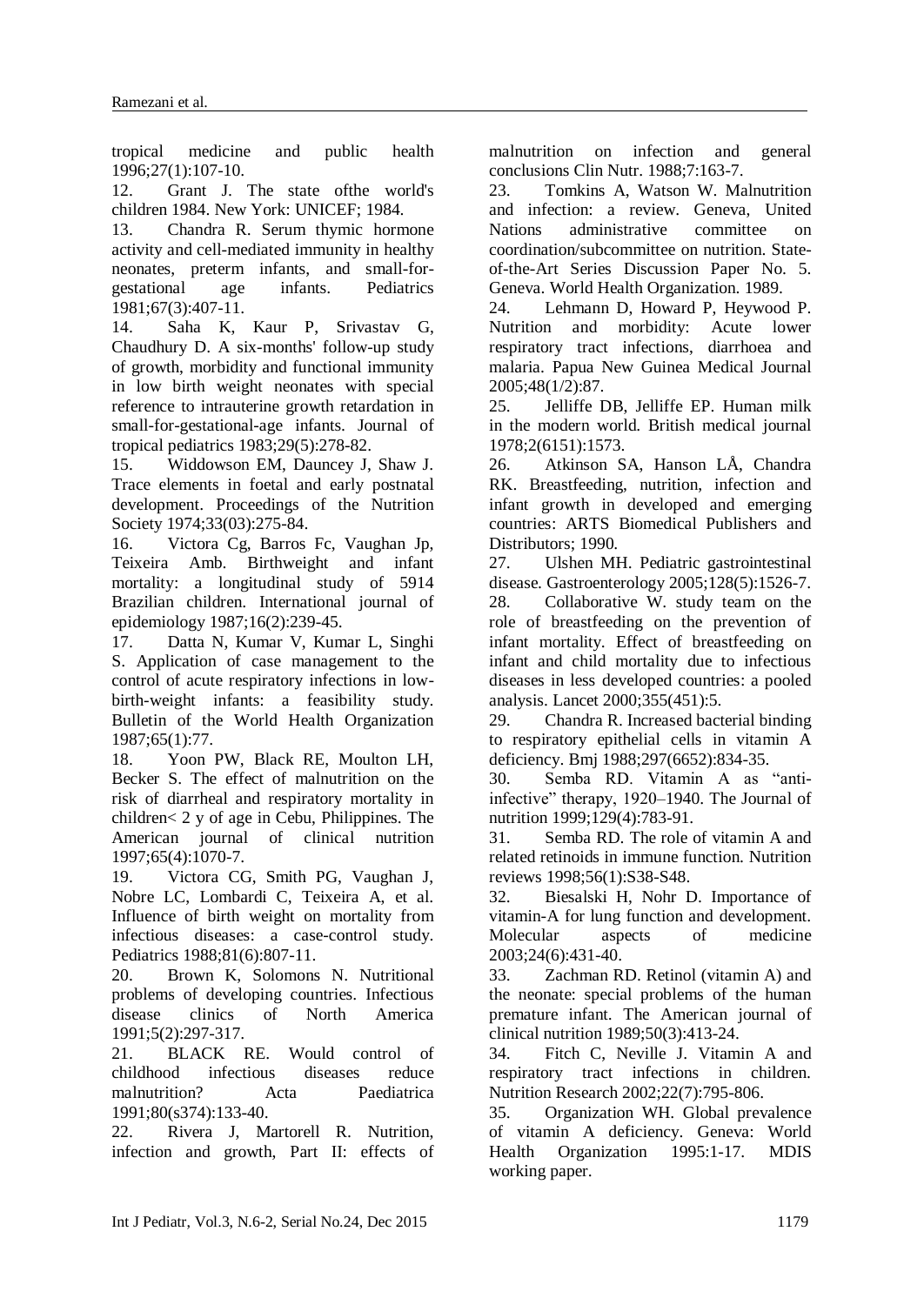tropical medicine and public health 1996;27(1):107-10.

12. Grant J. The state ofthe world's children 1984. New York: UNICEF; 1984.

13. Chandra R. Serum thymic hormone activity and cell-mediated immunity in healthy neonates, preterm infants, and small-for-gestational age infants. Pediatrics 1981;67(3):407-11.

14. Saha K, Kaur P, Srivastav G, Chaudhury D. A six-months' follow-up study of growth, morbidity and functional immunity in low birth weight neonates with special reference to intrauterine growth retardation in small-for-gestational-age infants. Journal of tropical pediatrics 1983;29(5):278-82.

15. Widdowson EM, Dauncey J, Shaw J. Trace elements in foetal and early postnatal development. Proceedings of the Nutrition Society 1974;33(03):275-84.

16. Victora Cg, Barros Fc, Vaughan Jp, Teixeira Amb. Birthweight and infant mortality: a longitudinal study of 5914 Brazilian children. International journal of epidemiology 1987;16(2):239-45.

17. Datta N, Kumar V, Kumar L, Singhi S. Application of case management to the control of acute respiratory infections in low-birth-weight infants: a feasibility study. Bulletin of the World Health Organization 1987;65(1):77.

18. Yoon PW, Black RE, Moulton LH, Becker S. The effect of malnutrition on the risk of diarrheal and respiratory mortality in children< 2 y of age in Cebu, Philippines. The American journal of clinical nutrition 1997;65(4):1070-7.

19. Victora CG, Smith PG, Vaughan J, Nobre LC, Lombardi C, Teixeira A, et al. Influence of birth weight on mortality from infectious diseases: a case-control study. Pediatrics 1988;81(6):807-11.

20. Brown K, Solomons N. Nutritional problems of developing countries. Infectious disease clinics of North America 1991;5(2):297-317.

21. BLACK RE. Would control of childhood infectious diseases reduce malnutrition? Acta Paediatrica 1991;80(s374):133-40.

22. Rivera J, Martorell R. Nutrition, infection and growth, Part II: effects of malnutrition on infection and general conclusions Clin Nutr. 1988;7:163-7.

23. Tomkins A, Watson W. Malnutrition and infection: a review. Geneva, United Nations administrative committee on coordination/subcommittee on nutrition. State-of-the-Art Series Discussion Paper No. 5. Geneva. World Health Organization. 1989.

24. Lehmann D, Howard P, Heywood P. Nutrition and morbidity: Acute lower respiratory tract infections, diarrhoea and malaria. Papua New Guinea Medical Journal 2005;48(1/2):87.

25. Jelliffe DB, Jelliffe EP. Human milk in the modern world. British medical journal 1978;2(6151):1573.

26. Atkinson SA, Hanson LÅ, Chandra RK. Breastfeeding, nutrition, infection and infant growth in developed and emerging countries: ARTS Biomedical Publishers and Distributors; 1990.

27. Ulshen MH. Pediatric gastrointestinal disease. Gastroenterology 2005;128(5):1526-7.

28. Collaborative W. study team on the role of breastfeeding on the prevention of infant mortality. Effect of breastfeeding on infant and child mortality due to infectious diseases in less developed countries: a pooled analysis. Lancet 2000;355(451):5.

29. Chandra R. Increased bacterial binding to respiratory epithelial cells in vitamin A deficiency. Bmj 1988;297(6652):834-35.

30. Semba RD. Vitamin A as "anti-infective" therapy, 1920–1940. The Journal of nutrition 1999;129(4):783-91.

31. Semba RD. The role of vitamin A and related retinoids in immune function. Nutrition reviews 1998;56(1):S38-S48.

32. Biesalski H, Nohr D. Importance of vitamin-A for lung function and development. Molecular aspects of medicine 2003;24(6):431-40.

33. Zachman RD. Retinol (vitamin A) and the neonate: special problems of the human premature infant. The American journal of clinical nutrition 1989;50(3):413-24.

34. Fitch C, Neville J. Vitamin A and respiratory tract infections in children. Nutrition Research 2002;22(7):795-806.

35. Organization WH. Global prevalence of vitamin A deficiency. Geneva: World Health Organization 1995:1-17. MDIS working paper.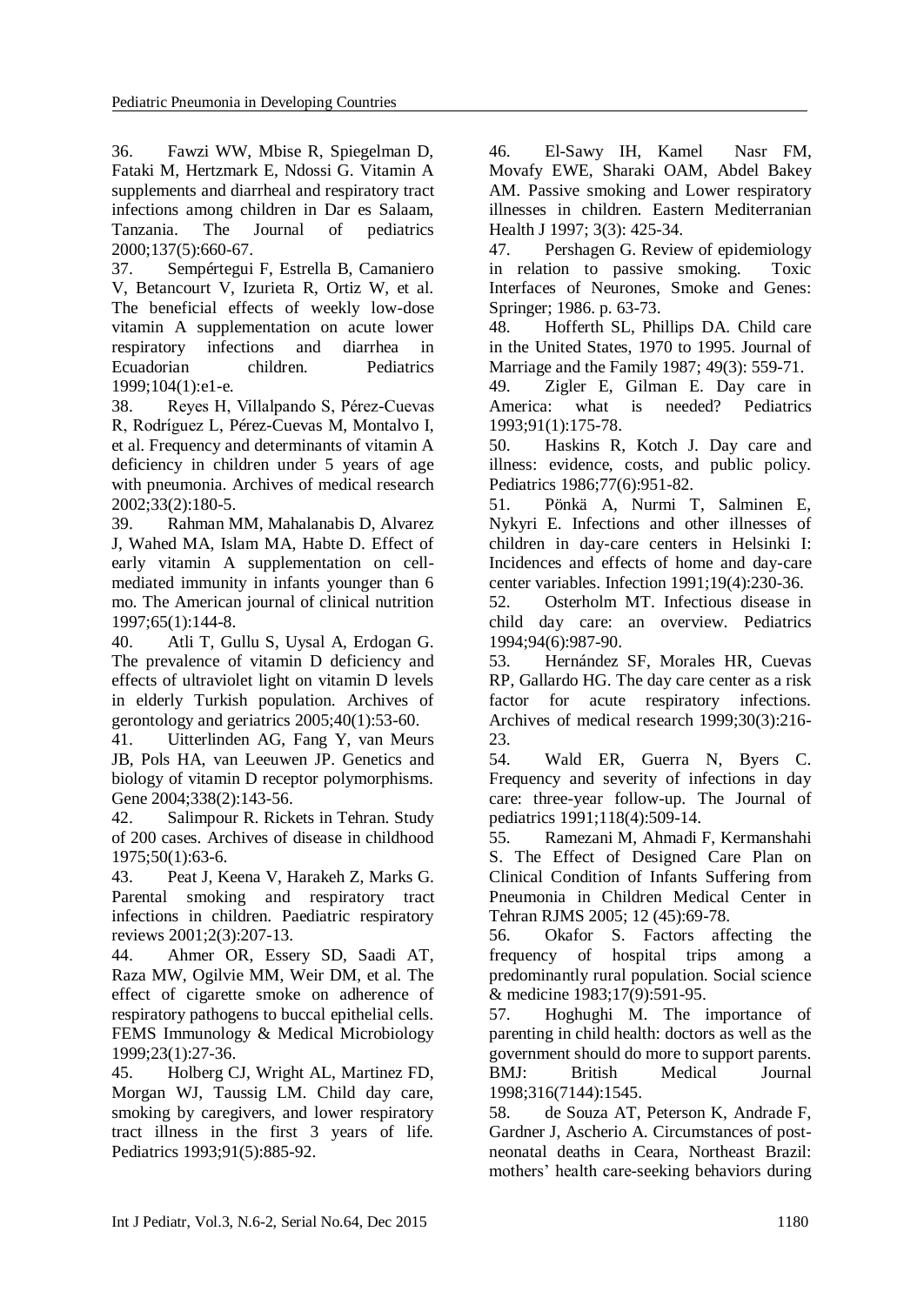36. Fawzi WW, Mbise R, Spiegelman D, Fataki M, Hertzmark E, Ndossi G. Vitamin A supplements and diarrheal and respiratory tract infections among children in Dar es Salaam, Tanzania. The Journal of pediatrics 2000;137(5):660-67.

37. Sempértegui F, Estrella B, Camaniero V, Betancourt V, Izurieta R, Ortiz W, et al. The beneficial effects of weekly low-dose vitamin A supplementation on acute lower respiratory infections and diarrhea in Ecuadorian children. Pediatrics 1999;104(1):e1-e.

38. Reyes H, Villalpando S, Pérez-Cuevas R, Rodríguez L, Pérez-Cuevas M, Montalvo I, et al. Frequency and determinants of vitamin A deficiency in children under 5 years of age with pneumonia. Archives of medical research 2002;33(2):180-5.

39. Rahman MM, Mahalanabis D, Alvarez J, Wahed MA, Islam MA, Habte D. Effect of early vitamin A supplementation on cell-mediated immunity in infants younger than 6 mo. The American journal of clinical nutrition 1997;65(1):144-8.

40. Atli T, Gullu S, Uysal A, Erdogan G. The prevalence of vitamin D deficiency and effects of ultraviolet light on vitamin D levels in elderly Turkish population. Archives of gerontology and geriatrics 2005;40(1):53-60.

41. Uitterlinden AG, Fang Y, van Meurs JB, Pols HA, van Leeuwen JP. Genetics and biology of vitamin D receptor polymorphisms. Gene 2004;338(2):143-56.

42. Salimpour R. Rickets in Tehran. Study of 200 cases. Archives of disease in childhood 1975;50(1):63-6.

43. Peat J, Keena V, Harakeh Z, Marks G. Parental smoking and respiratory tract infections in children. Paediatric respiratory reviews 2001;2(3):207-13.

44. Ahmer OR, Essery SD, Saadi AT, Raza MW, Ogilvie MM, Weir DM, et al. The effect of cigarette smoke on adherence of respiratory pathogens to buccal epithelial cells. FEMS Immunology & Medical Microbiology 1999;23(1):27-36.

45. Holberg CJ, Wright AL, Martinez FD, Morgan WJ, Taussig LM. Child day care, smoking by caregivers, and lower respiratory tract illness in the first 3 years of life. Pediatrics 1993;91(5):885-92.

46. El-Sawy IH, Kamel Nasr FM, Movafy EWE, Sharaki OAM, Abdel Bakey AM. Passive smoking and Lower respiratory illnesses in children. Eastern Mediterranian Health J 1997; 3(3): 425-34.

47. Pershagen G. Review of epidemiology in relation to passive smoking. Toxic Interfaces of Neurones, Smoke and Genes: Springer; 1986. p. 63-73.

48. Hofferth SL, Phillips DA. Child care in the United States, 1970 to 1995. Journal of Marriage and the Family 1987; 49(3): 559-71.

49. Zigler E, Gilman E. Day care in America: what is needed? Pediatrics 1993;91(1):175-78.

50. Haskins R, Kotch J. Day care and illness: evidence, costs, and public policy. Pediatrics 1986;77(6):951-82.

51. Pönkä A, Nurmi T, Salminen E, Nykyri E. Infections and other illnesses of children in day-care centers in Helsinki I: Incidences and effects of home and day-care center variables. Infection 1991;19(4):230-36.

52. Osterholm MT. Infectious disease in child day care: an overview. Pediatrics 1994;94(6):987-90.

53. Hernández SF, Morales HR, Cuevas RP, Gallardo HG. The day care center as a risk factor for acute respiratory infections. Archives of medical research 1999;30(3):216-23.

54. Wald ER, Guerra N, Byers C. Frequency and severity of infections in day care: three-year follow-up. The Journal of pediatrics 1991;118(4):509-14.

55. Ramezani M, Ahmadi F, Kermanshahi S. The Effect of Designed Care Plan on Clinical Condition of Infants Suffering from Pneumonia in Children Medical Center in Tehran RJMS 2005; 12 (45):69-78.

56. Okafor S. Factors affecting the frequency of hospital trips among a predominantly rural population. Social science & medicine 1983;17(9):591-95.

57. Hoghughi M. The importance of parenting in child health: doctors as well as the government should do more to support parents. BMJ: British Medical Journal 1998;316(7144):1545.

58. de Souza AT, Peterson K, Andrade F, Gardner J, Ascherio A. Circumstances of post-neonatal deaths in Ceara, Northeast Brazil: mothers' health care-seeking behaviors during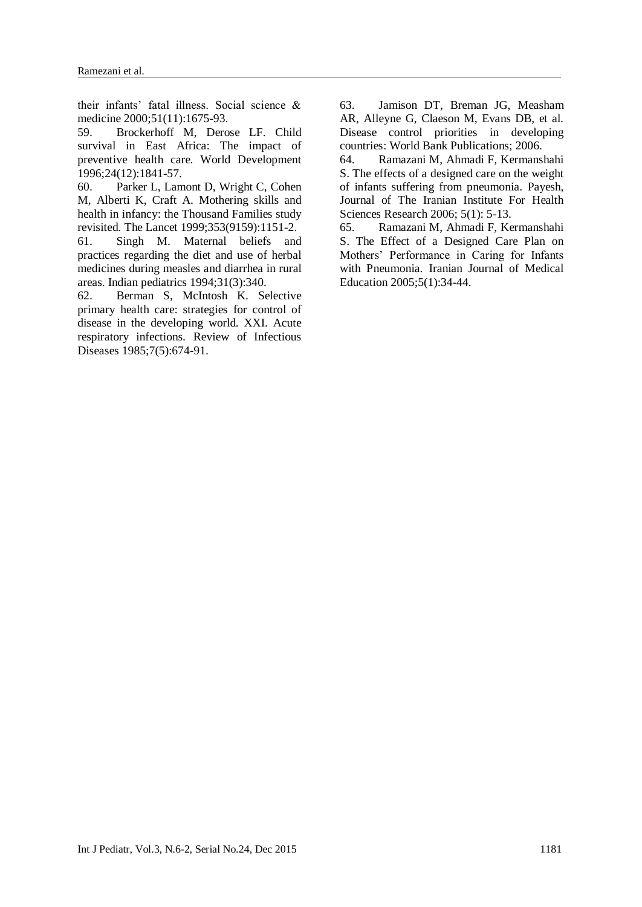their infants' fatal illness. Social science & medicine 2000;51(11):1675-93.

59. Brockerhoff M, Derose LF. Child survival in East Africa: The impact of preventive health care. World Development 1996;24(12):1841-57.

60. Parker L, Lamont D, Wright C, Cohen M, Alberti K, Craft A. Mothering skills and health in infancy: the Thousand Families study revisited. The Lancet 1999;353(9159):1151-2.

61. Singh M. Maternal beliefs and practices regarding the diet and use of herbal medicines during measles and diarrhea in rural areas. Indian pediatrics 1994;31(3):340.

62. Berman S, McIntosh K. Selective primary health care: strategies for control of disease in the developing world. XXI. Acute respiratory infections. Review of Infectious Diseases 1985;7(5):674-91.

63. Jamison DT, Breman JG, Measham AR, Alleyne G, Claeson M, Evans DB, et al. Disease control priorities in developing countries: World Bank Publications; 2006.

64. Ramazani M, Ahmadi F, Kermanshahi S. The effects of a designed care on the weight of infants suffering from pneumonia. Payesh, Journal of The Iranian Institute For Health Sciences Research 2006; 5(1): 5-13.

65. Ramazani M, Ahmadi F, Kermanshahi S. The Effect of a Designed Care Plan on Mothers' Performance in Caring for Infants with Pneumonia. Iranian Journal of Medical Education 2005;5(1):34-44.